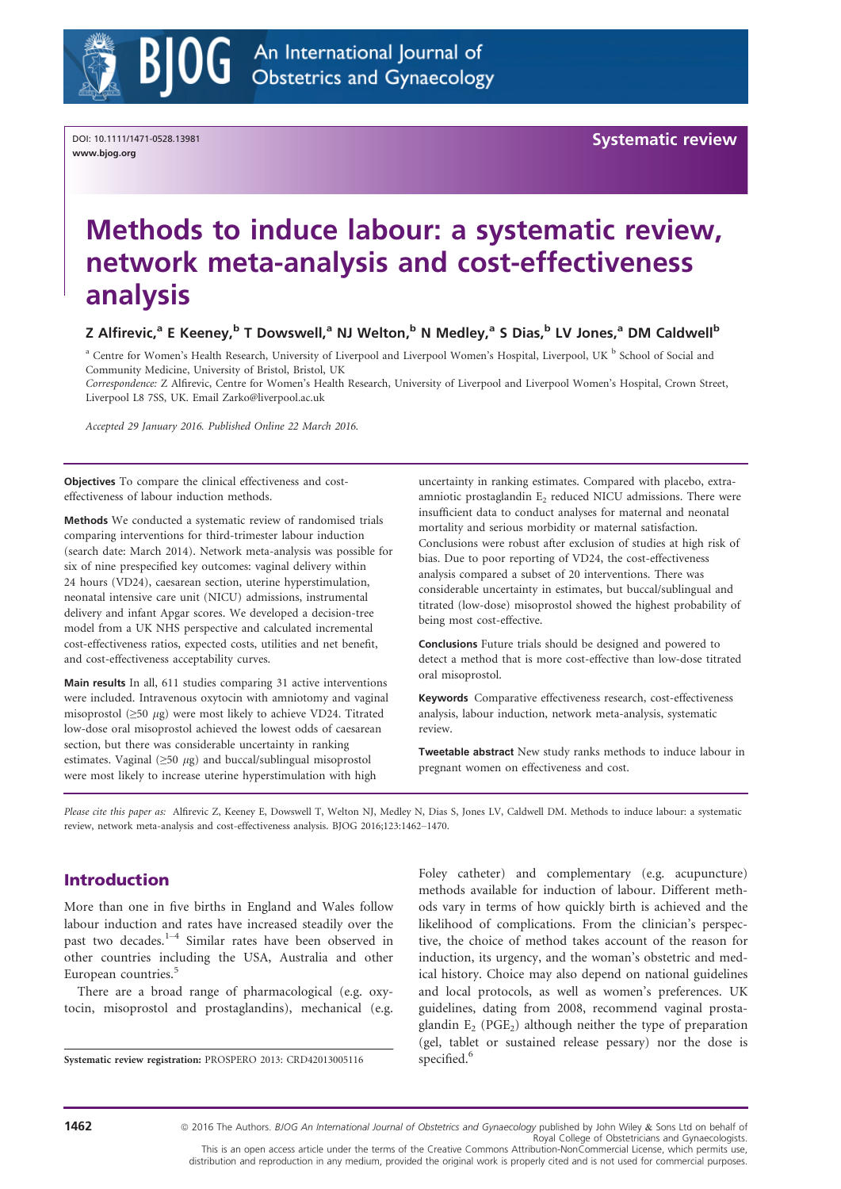# Methods to induce labour: a systematic review, network meta-analysis and cost-effectiveness analysis

Z Alfirevic,[a] E Keeney,[b] T Dowswell,[a] NJ Welton,[b] N Medley,[a] S Dias,[b] LV Jones,[a] DM Caldwell[b]

[a] Centre for Women's Health Research, University of Liverpool and Liverpool Women's Hospital, Liverpool, UK [b] School of Social and Community Medicine, University of Bristol, Bristol, UK

*Correspondence:* Z Alfirevic, Centre for Women's Health Research, University of Liverpool and Liverpool Women's Hospital, Crown Street, Liverpool L8 7SS, UK. Email Zarko@liverpool.ac.uk

*Accepted 29 January 2016. Published Online 22 March 2016.*

DOI: 10.1111/1471-0528.13981
www.bjog.org

Systematic review

**Objectives** To compare the clinical effectiveness and cost-effectiveness of labour induction methods.

**Methods** We conducted a systematic review of randomised trials comparing interventions for third-trimester labour induction (search date: March 2014). Network meta-analysis was possible for six of nine prespecified key outcomes: vaginal delivery within 24 hours (VD24), caesarean section, uterine hyperstimulation, neonatal intensive care unit (NICU) admissions, instrumental delivery and infant Apgar scores. We developed a decision-tree model from a UK NHS perspective and calculated incremental cost-effectiveness ratios, expected costs, utilities and net benefit, and cost-effectiveness acceptability curves.

**Main results** In all, 611 studies comparing 31 active interventions were included. Intravenous oxytocin with amniotomy and vaginal misoprostol ($\geq$50 $\mu$g) were most likely to achieve VD24. Titrated low-dose oral misoprostol achieved the lowest odds of caesarean section, but there was considerable uncertainty in ranking estimates. Vaginal ($\geq$50 $\mu$g) and buccal/sublingual misoprostol were most likely to increase uterine hyperstimulation with high uncertainty in ranking estimates. Compared with placebo, extra-amniotic prostaglandin $E_2$ reduced NICU admissions. There were insufficient data to conduct analyses for maternal and neonatal mortality and serious morbidity or maternal satisfaction. Conclusions were robust after exclusion of studies at high risk of bias. Due to poor reporting of VD24, the cost-effectiveness analysis compared a subset of 20 interventions. There was considerable uncertainty in estimates, but buccal/sublingual and titrated (low-dose) misoprostol showed the highest probability of being most cost-effective.

**Conclusions** Future trials should be designed and powered to detect a method that is more cost-effective than low-dose titrated oral misoprostol.

**Keywords** Comparative effectiveness research, cost-effectiveness analysis, labour induction, network meta-analysis, systematic review.

**Tweetable abstract** New study ranks methods to induce labour in pregnant women on effectiveness and cost.

*Please cite this paper as:* Alfirevic Z, Keeney E, Dowswell T, Welton NJ, Medley N, Dias S, Jones LV, Caldwell DM. Methods to induce labour: a systematic review, network meta-analysis and cost-effectiveness analysis. BJOG 2016;123:1462–1470.

## Introduction

More than one in five births in England and Wales follow labour induction and rates have increased steadily over the past two decades.[1–4] Similar rates have been observed in other countries including the USA, Australia and other European countries.[5]

There are a broad range of pharmacological (e.g. oxytocin, misoprostol and prostaglandins), mechanical (e.g. Foley catheter) and complementary (e.g. acupuncture) methods available for induction of labour. Different methods vary in terms of how quickly birth is achieved and the likelihood of complications. From the clinician's perspective, the choice of method takes account of the reason for induction, its urgency, and the woman's obstetric and medical history. Choice may also depend on national guidelines and local protocols, as well as women's preferences. UK guidelines, dating from 2008, recommend vaginal prostaglandin $E_2$ ($PGE_2$) although neither the type of preparation (gel, tablet or sustained release pessary) nor the dose is specified.[6]

**Systematic review registration:** PROSPERO 2013: CRD42013005116

© 2016 The Authors. *BJOG An International Journal of Obstetrics and Gynaecology* published by John Wiley & Sons Ltd on behalf of Royal College of Obstetricians and Gynaecologists.
This is an open access article under the terms of the Creative Commons Attribution-NonCommercial License, which permits use, distribution and reproduction in any medium, provided the original work is properly cited and is not used for commercial purposes.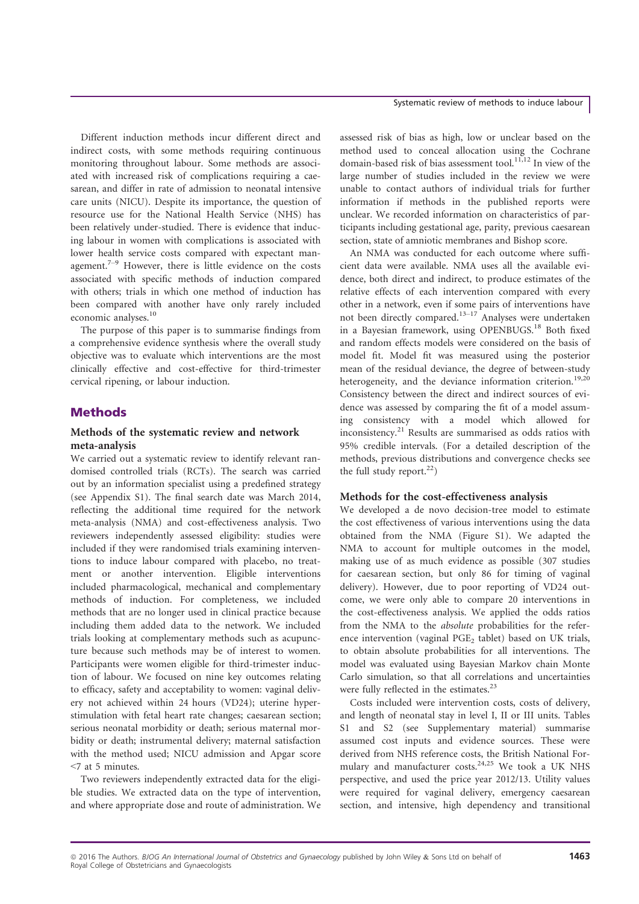Different induction methods incur different direct and indirect costs, with some methods requiring continuous monitoring throughout labour. Some methods are associated with increased risk of complications requiring a caesarean, and differ in rate of admission to neonatal intensive care units (NICU). Despite its importance, the question of resource use for the National Health Service (NHS) has been relatively under-studied. There is evidence that inducing labour in women with complications is associated with lower health service costs compared with expectant management.[7–9] However, there is little evidence on the costs associated with specific methods of induction compared with others; trials in which one method of induction has been compared with another have only rarely included economic analyses.[10]

The purpose of this paper is to summarise findings from a comprehensive evidence synthesis where the overall study objective was to evaluate which interventions are the most clinically effective and cost-effective for third-trimester cervical ripening, or labour induction.

## Methods

### Methods of the systematic review and network meta-analysis

We carried out a systematic review to identify relevant randomised controlled trials (RCTs). The search was carried out by an information specialist using a predefined strategy (see Appendix S1). The final search date was March 2014, reflecting the additional time required for the network meta-analysis (NMA) and cost-effectiveness analysis. Two reviewers independently assessed eligibility: studies were included if they were randomised trials examining interventions to induce labour compared with placebo, no treatment or another intervention. Eligible interventions included pharmacological, mechanical and complementary methods of induction. For completeness, we included methods that are no longer used in clinical practice because including them added data to the network. We included trials looking at complementary methods such as acupuncture because such methods may be of interest to women. Participants were women eligible for third-trimester induction of labour. We focused on nine key outcomes relating to efficacy, safety and acceptability to women: vaginal delivery not achieved within 24 hours (VD24); uterine hyperstimulation with fetal heart rate changes; caesarean section; serious neonatal morbidity or death; serious maternal morbidity or death; instrumental delivery; maternal satisfaction with the method used; NICU admission and Apgar score <7 at 5 minutes.

Two reviewers independently extracted data for the eligible studies. We extracted data on the type of intervention, and where appropriate dose and route of administration. We assessed risk of bias as high, low or unclear based on the method used to conceal allocation using the Cochrane domain-based risk of bias assessment tool.[11,12] In view of the large number of studies included in the review we were unable to contact authors of individual trials for further information if methods in the published reports were unclear. We recorded information on characteristics of participants including gestational age, parity, previous caesarean section, state of amniotic membranes and Bishop score.

An NMA was conducted for each outcome where sufficient data were available. NMA uses all the available evidence, both direct and indirect, to produce estimates of the relative effects of each intervention compared with every other in a network, even if some pairs of interventions have not been directly compared.[13–17] Analyses were undertaken in a Bayesian framework, using OPENBUGS.[18] Both fixed and random effects models were considered on the basis of model fit. Model fit was measured using the posterior mean of the residual deviance, the degree of between-study heterogeneity, and the deviance information criterion.[19,20] Consistency between the direct and indirect sources of evidence was assessed by comparing the fit of a model assuming consistency with a model which allowed for inconsistency.[21] Results are summarised as odds ratios with 95% credible intervals. (For a detailed description of the methods, previous distributions and convergence checks see the full study report.[22])

### Methods for the cost-effectiveness analysis

We developed a de novo decision-tree model to estimate the cost effectiveness of various interventions using the data obtained from the NMA (Figure S1). We adapted the NMA to account for multiple outcomes in the model, making use of as much evidence as possible (307 studies for caesarean section, but only 86 for timing of vaginal delivery). However, due to poor reporting of VD24 outcome, we were only able to compare 20 interventions in the cost-effectiveness analysis. We applied the odds ratios from the NMA to the *absolute* probabilities for the reference intervention (vaginal $PGE_2$ tablet) based on UK trials, to obtain absolute probabilities for all interventions. The model was evaluated using Bayesian Markov chain Monte Carlo simulation, so that all correlations and uncertainties were fully reflected in the estimates.[23]

Costs included were intervention costs, costs of delivery, and length of neonatal stay in level I, II or III units. Tables S1 and S2 (see Supplementary material) summarise assumed cost inputs and evidence sources. These were derived from NHS reference costs, the British National Formulary and manufacturer costs.[24,25] We took a UK NHS perspective, and used the price year 2012/13. Utility values were required for vaginal delivery, emergency caesarean section, and intensive, high dependency and transitional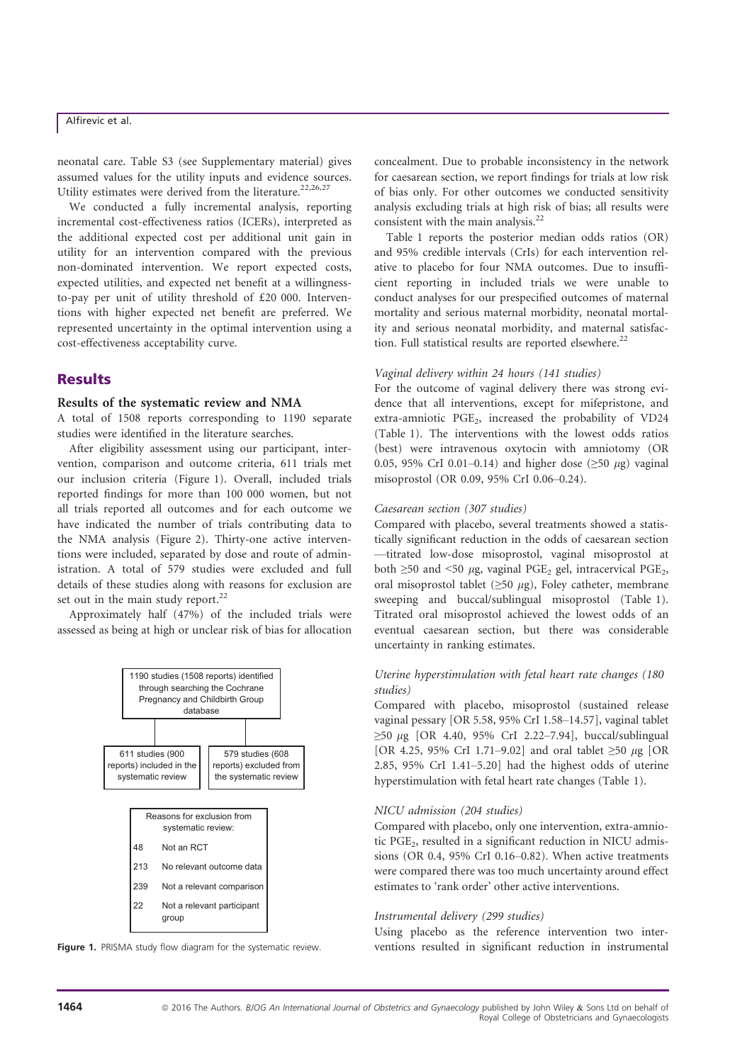neonatal care. Table S3 (see Supplementary material) gives assumed values for the utility inputs and evidence sources. Utility estimates were derived from the literature.[22,26,27]

We conducted a fully incremental analysis, reporting incremental cost-effectiveness ratios (ICERs), interpreted as the additional expected cost per additional unit gain in utility for an intervention compared with the previous non-dominated intervention. We report expected costs, expected utilities, and expected net benefit at a willingness-to-pay per unit of utility threshold of £20 000. Interventions with higher expected net benefit are preferred. We represented uncertainty in the optimal intervention using a cost-effectiveness acceptability curve.

## Results

### Results of the systematic review and NMA

A total of 1508 reports corresponding to 1190 separate studies were identified in the literature searches.

After eligibility assessment using our participant, intervention, comparison and outcome criteria, 611 trials met our inclusion criteria (Figure 1). Overall, included trials reported findings for more than 100 000 women, but not all trials reported all outcomes and for each outcome we have indicated the number of trials contributing data to the NMA analysis (Figure 2). Thirty-one active interventions were included, separated by dose and route of administration. A total of 579 studies were excluded and full details of these studies along with reasons for exclusion are set out in the main study report.[22]

Approximately half (47%) of the included trials were assessed as being at high or unclear risk of bias for allocation

1190 studies (1508 reports) identified through searching the Cochrane Pregnancy and Childbirth Group database

611 studies (900 reports) included in the systematic review

579 studies (608 reports) excluded from the systematic review

| Reasons for exclusion from systematic review: | |
|---|---|
| 48 | Not an RCT |
| 213 | No relevant outcome data |
| 239 | Not a relevant comparison |
| 22 | Not a relevant participant group |

**Figure 1.** PRISMA study flow diagram for the systematic review.

concealment. Due to probable inconsistency in the network for caesarean section, we report findings for trials at low risk of bias only. For other outcomes we conducted sensitivity analysis excluding trials at high risk of bias; all results were consistent with the main analysis.[22]

Table 1 reports the posterior median odds ratios (OR) and 95% credible intervals (CrIs) for each intervention relative to placebo for four NMA outcomes. Due to insufficient reporting in included trials we were unable to conduct analyses for our prespecified outcomes of maternal mortality and serious maternal morbidity, neonatal mortality and serious neonatal morbidity, and maternal satisfaction. Full statistical results are reported elsewhere.[22]

#### *Vaginal delivery within 24 hours (141 studies)*

For the outcome of vaginal delivery there was strong evidence that all interventions, except for mifepristone, and extra-amniotic $PGE_2$, increased the probability of VD24 (Table 1). The interventions with the lowest odds ratios (best) were intravenous oxytocin with amniotomy (OR 0.05, 95% CrI 0.01–0.14) and higher dose (≥50 μg) vaginal misoprostol (OR 0.09, 95% CrI 0.06–0.24).

#### *Caesarean section (307 studies)*

Compared with placebo, several treatments showed a statistically significant reduction in the odds of caesarean section —titrated low-dose misoprostol, vaginal misoprostol at both ≥50 and <50 μg, vaginal $PGE_2$ gel, intracervical $PGE_2$, oral misoprostol tablet (≥50 μg), Foley catheter, membrane sweeping and buccal/sublingual misoprostol (Table 1). Titrated oral misoprostol achieved the lowest odds of an eventual caesarean section, but there was considerable uncertainty in ranking estimates.

#### *Uterine hyperstimulation with fetal heart rate changes (180 studies)*

Compared with placebo, misoprostol (sustained release vaginal pessary [OR 5.58, 95% CrI 1.58–14.57], vaginal tablet ≥50 μg [OR 4.40, 95% CrI 2.22–7.94], buccal/sublingual [OR 4.25, 95% CrI 1.71–9.02] and oral tablet ≥50 μg [OR 2.85, 95% CrI 1.41–5.20] had the highest odds of uterine hyperstimulation with fetal heart rate changes (Table 1).

#### *NICU admission (204 studies)*

Compared with placebo, only one intervention, extra-amniotic $PGE_2$, resulted in a significant reduction in NICU admissions (OR 0.4, 95% CrI 0.16–0.82). When active treatments were compared there was too much uncertainty around effect estimates to 'rank order' other active interventions.

#### *Instrumental delivery (299 studies)*

Using placebo as the reference intervention two interventions resulted in significant reduction in instrumental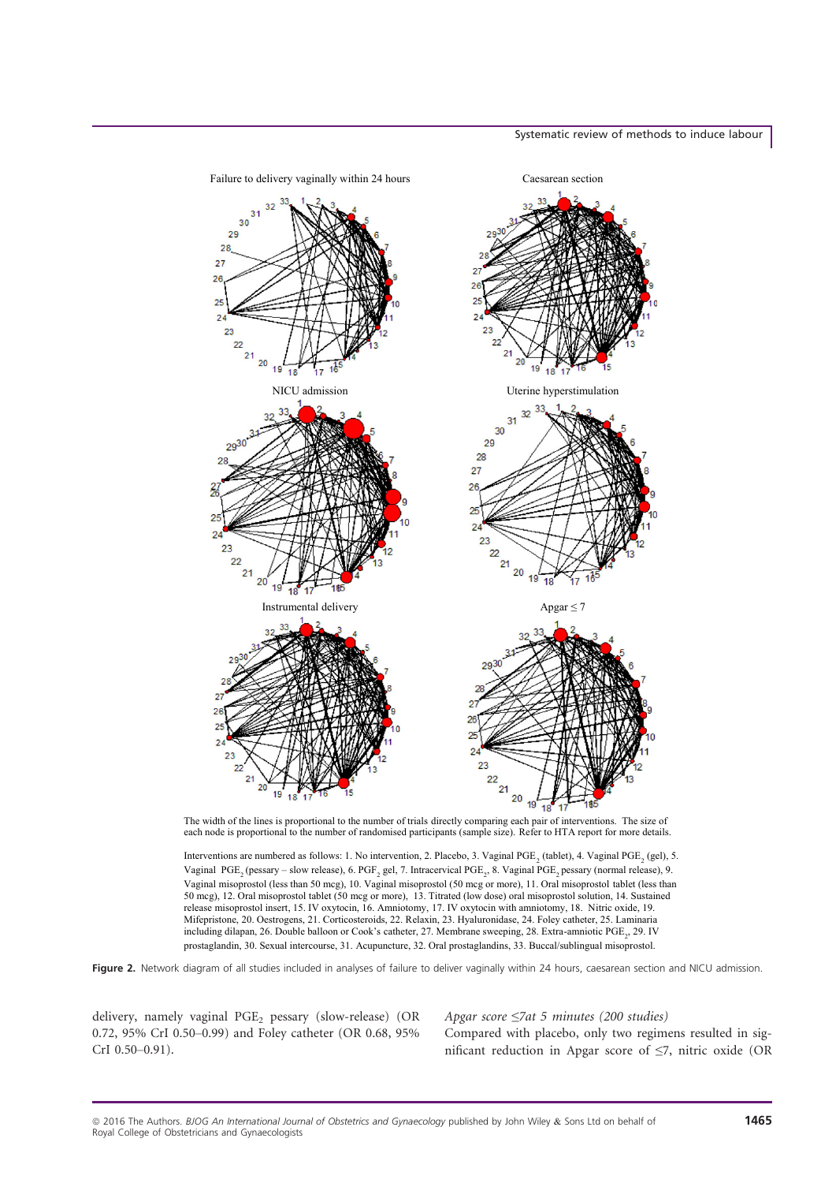The width of the lines is proportional to the number of trials directly comparing each pair of interventions. The size of each node is proportional to the number of randomised participants (sample size). Refer to HTA report for more details.

Interventions are numbered as follows: 1. No intervention, 2. Placebo, 3. Vaginal $PGE_2$ (tablet), 4. Vaginal $PGE_2$ (gel), 5. Vaginal $PGE_2$ (pessary – slow release), 6. $PGF_2$ gel, 7. Intracervical $PGE_2$, 8. Vaginal $PGE_2$ pessary (normal release), 9. Vaginal misoprostol (less than 50 mcg), 10. Vaginal misoprostol (50 mcg or more), 11. Oral misoprostol tablet (less than 50 mcg), 12. Oral misoprostol tablet (50 mcg or more), 13. Titrated (low dose) oral misoprostol solution, 14. Sustained release misoprostol insert, 15. IV oxytocin, 16. Amniotomy, 17. IV oxytocin with amniotomy, 18. Nitric oxide, 19. Mifepristone, 20. Oestrogens, 21. Corticosteroids, 22. Relaxin, 23. Hyaluronidase, 24. Foley catheter, 25. Laminaria including dilapan, 26. Double balloon or Cook's catheter, 27. Membrane sweeping, 28. Extra-amniotic $PGE_2$, 29. IV prostaglandin, 30. Sexual intercourse, 31. Acupuncture, 32. Oral prostaglandins, 33. Buccal/sublingual misoprostol.

**Figure 2.** Network diagram of all studies included in analyses of failure to deliver vaginally within 24 hours, caesarean section and NICU admission.

delivery, namely vaginal $PGE_2$ pessary (slow-release) (OR 0.72, 95% CrI 0.50–0.99) and Foley catheter (OR 0.68, 95% CrI 0.50–0.91).

*Apgar score ≤7at 5 minutes (200 studies)*

Compared with placebo, only two regimens resulted in significant reduction in Apgar score of ≤7, nitric oxide (OR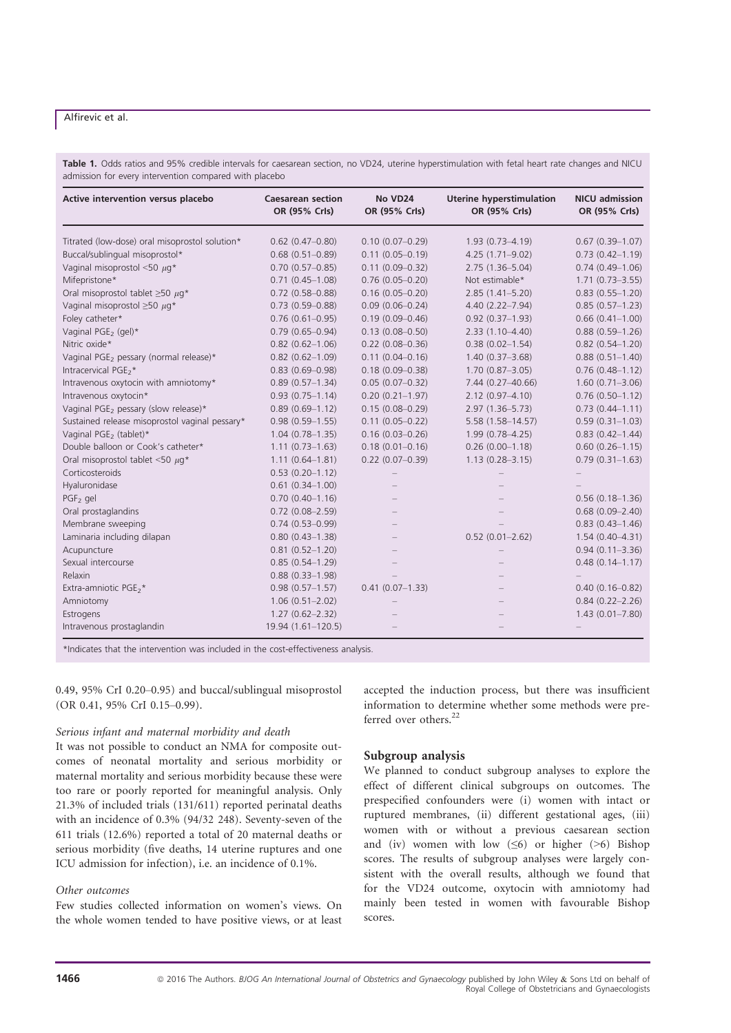**Table 1.** Odds ratios and 95% credible intervals for caesarean section, no VD24, uterine hyperstimulation with fetal heart rate changes and NICU admission for every intervention compared with placebo

| Active intervention versus placebo | Caesarean section OR (95% CrIs) | No VD24 OR (95% CrIs) | Uterine hyperstimulation OR (95% CrIs) | NICU admission OR (95% CrIs) |
|---|---|---|---|---|
| Titrated (low-dose) oral misoprostol solution* | 0.62 (0.47–0.80) | 0.10 (0.07–0.29) | 1.93 (0.73–4.19) | 0.67 (0.39–1.07) |
| Buccal/sublingual misoprostol* | 0.68 (0.51–0.89) | 0.11 (0.05–0.19) | 4.25 (1.71–9.02) | 0.73 (0.42–1.19) |
| Vaginal misoprostol <50 μg* | 0.70 (0.57–0.85) | 0.11 (0.09–0.32) | 2.75 (1.36–5.04) | 0.74 (0.49–1.06) |
| Mifepristone* | 0.71 (0.45–1.08) | 0.76 (0.05–0.20) | Not estimable* | 1.71 (0.73–3.55) |
| Oral misoprostol tablet ≥50 μg* | 0.72 (0.58–0.88) | 0.16 (0.05–0.20) | 2.85 (1.41–5.20) | 0.83 (0.55–1.20) |
| Vaginal misoprostol ≥50 μg* | 0.73 (0.59–0.88) | 0.09 (0.06–0.24) | 4.40 (2.22–7.94) | 0.85 (0.57–1.23) |
| Foley catheter* | 0.76 (0.61–0.95) | 0.19 (0.09–0.46) | 0.92 (0.37–1.93) | 0.66 (0.41–1.00) |
| Vaginal $PGE_2$ (gel)* | 0.79 (0.65–0.94) | 0.13 (0.08–0.50) | 2.33 (1.10–4.40) | 0.88 (0.59–1.26) |
| Nitric oxide* | 0.82 (0.62–1.06) | 0.22 (0.08–0.36) | 0.38 (0.02–1.54) | 0.82 (0.54–1.20) |
| Vaginal $PGE_2$ pessary (normal release)* | 0.82 (0.62–1.09) | 0.11 (0.04–0.16) | 1.40 (0.37–3.68) | 0.88 (0.51–1.40) |
| Intracervical $PGE_2$* | 0.83 (0.69–0.98) | 0.18 (0.09–0.38) | 1.70 (0.87–3.05) | 0.76 (0.48–1.12) |
| Intravenous oxytocin with amniotomy* | 0.89 (0.57–1.34) | 0.05 (0.07–0.32) | 7.44 (0.27–40.66) | 1.60 (0.71–3.06) |
| Intravenous oxytocin* | 0.93 (0.75–1.14) | 0.20 (0.21–1.97) | 2.12 (0.97–4.10) | 0.76 (0.50–1.12) |
| Vaginal $PGE_2$ pessary (slow release)* | 0.89 (0.69–1.12) | 0.15 (0.08–0.29) | 2.97 (1.36–5.73) | 0.73 (0.44–1.11) |
| Sustained release misoprostol vaginal pessary* | 0.98 (0.59–1.55) | 0.11 (0.05–0.22) | 5.58 (1.58–14.57) | 0.59 (0.31–1.03) |
| Vaginal $PGE_2$ (tablet)* | 1.04 (0.78–1.35) | 0.16 (0.03–0.26) | 1.99 (0.78–4.25) | 0.83 (0.42–1.44) |
| Double balloon or Cook's catheter* | 1.11 (0.73–1.63) | 0.18 (0.01–0.16) | 0.26 (0.00–1.18) | 0.60 (0.26–1.15) |
| Oral misoprostol tablet <50 μg* | 1.11 (0.64–1.81) | 0.22 (0.07–0.39) | 1.13 (0.28–3.15) | 0.79 (0.31–1.63) |
| Corticosteroids | 0.53 (0.20–1.12) | – | – | – |
| Hyaluronidase | 0.61 (0.34–1.00) | – | – | – |
| $PGF_2$ gel | 0.70 (0.40–1.16) | – | – | 0.56 (0.18–1.36) |
| Oral prostaglandins | 0.72 (0.08–2.59) | – | – | 0.68 (0.09–2.40) |
| Membrane sweeping | 0.74 (0.53–0.99) | – | – | 0.83 (0.43–1.46) |
| Laminaria including dilapan | 0.80 (0.43–1.38) | – | 0.52 (0.01–2.62) | 1.54 (0.40–4.31) |
| Acupuncture | 0.81 (0.52–1.20) | – | – | 0.94 (0.11–3.36) |
| Sexual intercourse | 0.85 (0.54–1.29) | – | – | 0.48 (0.14–1.17) |
| Relaxin | 0.88 (0.33–1.98) | – | – | – |
| Extra-amniotic $PGE_2$* | 0.98 (0.57–1.57) | 0.41 (0.07–1.33) | – | 0.40 (0.16–0.82) |
| Amniotomy | 1.06 (0.51–2.02) | – | – | 0.84 (0.22–2.26) |
| Estrogens | 1.27 (0.62–2.32) | – | – | 1.43 (0.01–7.80) |
| Intravenous prostaglandin | 19.94 (1.61–120.5) | – | – | – |

*Indicates that the intervention was included in the cost-effectiveness analysis.

0.49, 95% CrI 0.20–0.95) and buccal/sublingual misoprostol (OR 0.41, 95% CrI 0.15–0.99).

*Serious infant and maternal morbidity and death*

It was not possible to conduct an NMA for composite outcomes of neonatal mortality and serious morbidity or maternal mortality and serious morbidity because these were too rare or poorly reported for meaningful analysis. Only 21.3% of included trials (131/611) reported perinatal deaths with an incidence of 0.3% (94/32 248). Seventy-seven of the 611 trials (12.6%) reported a total of 20 maternal deaths or serious morbidity (five deaths, 14 uterine ruptures and one ICU admission for infection), i.e. an incidence of 0.1%.

*Other outcomes*

Few studies collected information on women's views. On the whole women tended to have positive views, or at least accepted the induction process, but there was insufficient information to determine whether some methods were preferred over others.[22]

### Subgroup analysis

We planned to conduct subgroup analyses to explore the effect of different clinical subgroups on outcomes. The prespecified confounders were (i) women with intact or ruptured membranes, (ii) different gestational ages, (iii) women with or without a previous caesarean section and (iv) women with low (≤6) or higher (>6) Bishop scores. The results of subgroup analyses were largely consistent with the overall results, although we found that for the VD24 outcome, oxytocin with amniotomy had mainly been tested in women with favourable Bishop scores.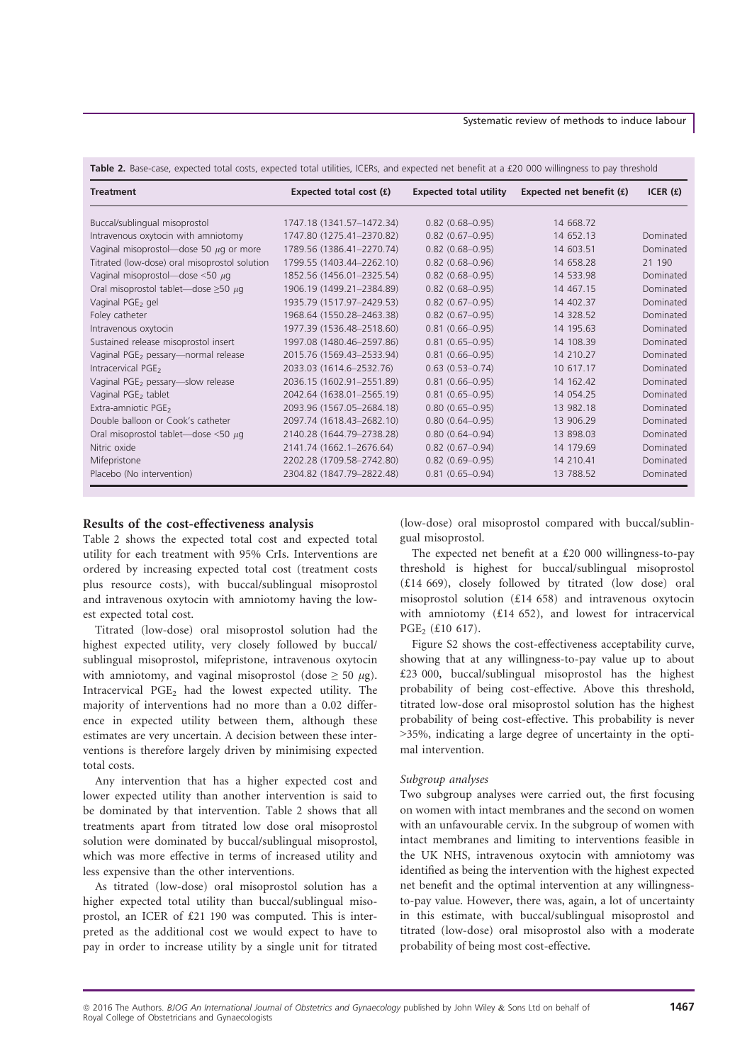**Table 2.** Base-case, expected total costs, expected total utilities, ICERs, and expected net benefit at a £20 000 willingness to pay threshold

| Treatment | Expected total cost (£) | Expected total utility | Expected net benefit (£) | ICER (£) |
|---|---|---|---|---|
| Buccal/sublingual misoprostol | 1747.18 (1341.57–1472.34) | 0.82 (0.68–0.95) | 14 668.72 | |
| Intravenous oxytocin with amniotomy | 1747.80 (1275.41–2370.82) | 0.82 (0.67–0.95) | 14 652.13 | Dominated |
| Vaginal misoprostol—dose 50 $\mu$g or more | 1789.56 (1386.41–2270.74) | 0.82 (0.68–0.95) | 14 603.51 | Dominated |
| Titrated (low-dose) oral misoprostol solution | 1799.55 (1403.44–2262.10) | 0.82 (0.68–0.96) | 14 658.28 | 21 190 |
| Vaginal misoprostol—dose <50 $\mu$g | 1852.56 (1456.01–2325.54) | 0.82 (0.68–0.95) | 14 533.98 | Dominated |
| Oral misoprostol tablet—dose ≥50 $\mu$g | 1906.19 (1499.21–2384.89) | 0.82 (0.68–0.95) | 14 467.15 | Dominated |
| Vaginal $PGE_2$ gel | 1935.79 (1517.97–2429.53) | 0.82 (0.67–0.95) | 14 402.37 | Dominated |
| Foley catheter | 1968.64 (1550.28–2463.38) | 0.82 (0.67–0.95) | 14 328.52 | Dominated |
| Intravenous oxytocin | 1977.39 (1536.48–2518.60) | 0.81 (0.66–0.95) | 14 195.63 | Dominated |
| Sustained release misoprostol insert | 1997.08 (1480.46–2597.86) | 0.81 (0.66–0.95) | 14 108.39 | Dominated |
| Vaginal $PGE_2$ pessary—normal release | 2015.76 (1569.43–2533.94) | 0.81 (0.66–0.95) | 14 210.27 | Dominated |
| Intracervical $PGE_2$ | 2033.03 (1614.6–2532.76) | 0.63 (0.53–0.74) | 10 617.17 | Dominated |
| Vaginal $PGE_2$ pessary—slow release | 2036.15 (1602.91–2551.89) | 0.81 (0.66–0.95) | 14 162.42 | Dominated |
| Vaginal $PGE_2$ tablet | 2042.64 (1638.01–2565.19) | 0.81 (0.65–0.95) | 14 054.25 | Dominated |
| Extra-amniotic $PGE_2$ | 2093.96 (1567.05–2684.18) | 0.80 (0.65–0.95) | 13 982.18 | Dominated |
| Double balloon or Cook's catheter | 2097.74 (1618.43–2682.10) | 0.80 (0.64–0.95) | 13 906.29 | Dominated |
| Oral misoprostol tablet—dose <50 $\mu$g | 2140.28 (1644.79–2738.28) | 0.80 (0.64–0.94) | 13 898.03 | Dominated |
| Nitric oxide | 2141.74 (1662.1–2676.64) | 0.82 (0.67–0.94) | 14 179.69 | Dominated |
| Mifepristone | 2202.28 (1709.58–2742.80) | 0.82 (0.69–0.95) | 14 210.41 | Dominated |
| Placebo (No intervention) | 2304.82 (1847.79–2822.48) | 0.81 (0.65–0.94) | 13 788.52 | Dominated |

### Results of the cost-effectiveness analysis

Table 2 shows the expected total cost and expected total utility for each treatment with 95% CrIs. Interventions are ordered by increasing expected total cost (treatment costs plus resource costs), with buccal/sublingual misoprostol and intravenous oxytocin with amniotomy having the lowest expected total cost.

Titrated (low-dose) oral misoprostol solution had the highest expected utility, very closely followed by buccal/sublingual misoprostol, mifepristone, intravenous oxytocin with amniotomy, and vaginal misoprostol (dose ≥ 50 $\mu$g). Intracervical $PGE_2$ had the lowest expected utility. The majority of interventions had no more than a 0.02 difference in expected utility between them, although these estimates are very uncertain. A decision between these interventions is therefore largely driven by minimising expected total costs.

Any intervention that has a higher expected cost and lower expected utility than another intervention is said to be dominated by that intervention. Table 2 shows that all treatments apart from titrated low dose oral misoprostol solution were dominated by buccal/sublingual misoprostol, which was more effective in terms of increased utility and less expensive than the other interventions.

As titrated (low-dose) oral misoprostol solution has a higher expected total utility than buccal/sublingual misoprostol, an ICER of £21 190 was computed. This is interpreted as the additional cost we would expect to have to pay in order to increase utility by a single unit for titrated (low-dose) oral misoprostol compared with buccal/sublingual misoprostol.

The expected net benefit at a £20 000 willingness-to-pay threshold is highest for buccal/sublingual misoprostol (£14 669), closely followed by titrated (low dose) oral misoprostol solution (£14 658) and intravenous oxytocin with amniotomy (£14 652), and lowest for intracervical $PGE_2$ (£10 617).

Figure S2 shows the cost-effectiveness acceptability curve, showing that at any willingness-to-pay value up to about £23 000, buccal/sublingual misoprostol has the highest probability of being cost-effective. Above this threshold, titrated low-dose oral misoprostol solution has the highest probability of being cost-effective. This probability is never >35%, indicating a large degree of uncertainty in the optimal intervention.

#### *Subgroup analyses*

Two subgroup analyses were carried out, the first focusing on women with intact membranes and the second on women with an unfavourable cervix. In the subgroup of women with intact membranes and limiting to interventions feasible in the UK NHS, intravenous oxytocin with amniotomy was identified as being the intervention with the highest expected net benefit and the optimal intervention at any willingness-to-pay value. However, there was, again, a lot of uncertainty in this estimate, with buccal/sublingual misoprostol and titrated (low-dose) oral misoprostol also with a moderate probability of being most cost-effective.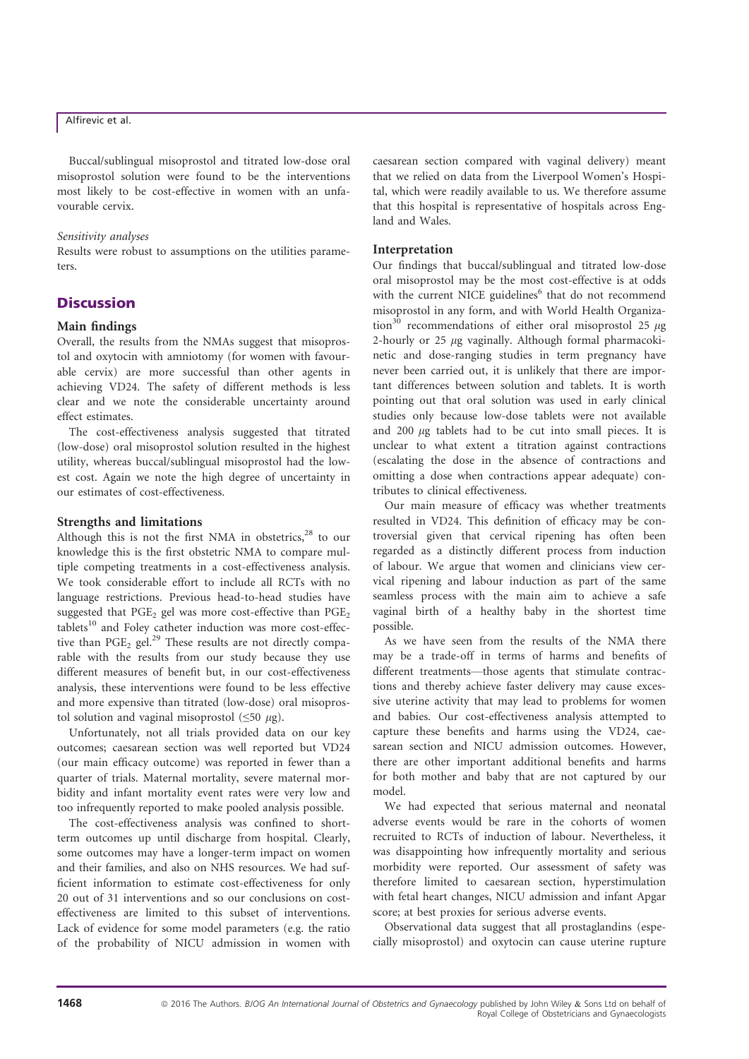Buccal/sublingual misoprostol and titrated low-dose oral misoprostol solution were found to be the interventions most likely to be cost-effective in women with an unfavourable cervix.

*Sensitivity analyses*

Results were robust to assumptions on the utilities parameters.

## Discussion

### Main findings

Overall, the results from the NMAs suggest that misoprostol and oxytocin with amniotomy (for women with favourable cervix) are more successful than other agents in achieving VD24. The safety of different methods is less clear and we note the considerable uncertainty around effect estimates.

The cost-effectiveness analysis suggested that titrated (low-dose) oral misoprostol solution resulted in the highest utility, whereas buccal/sublingual misoprostol had the lowest cost. Again we note the high degree of uncertainty in our estimates of cost-effectiveness.

### Strengths and limitations

Although this is not the first NMA in obstetrics,[28] to our knowledge this is the first obstetric NMA to compare multiple competing treatments in a cost-effectiveness analysis. We took considerable effort to include all RCTs with no language restrictions. Previous head-to-head studies have suggested that $PGE_2$ gel was more cost-effective than $PGE_2$ tablets[10] and Foley catheter induction was more cost-effective than $PGE_2$ gel.[29] These results are not directly comparable with the results from our study because they use different measures of benefit but, in our cost-effectiveness analysis, these interventions were found to be less effective and more expensive than titrated (low-dose) oral misoprostol solution and vaginal misoprostol ($\leq 50$ $\mu$g).

Unfortunately, not all trials provided data on our key outcomes; caesarean section was well reported but VD24 (our main efficacy outcome) was reported in fewer than a quarter of trials. Maternal mortality, severe maternal morbidity and infant mortality event rates were very low and too infrequently reported to make pooled analysis possible.

The cost-effectiveness analysis was confined to short-term outcomes up until discharge from hospital. Clearly, some outcomes may have a longer-term impact on women and their families, and also on NHS resources. We had sufficient information to estimate cost-effectiveness for only 20 out of 31 interventions and so our conclusions on cost-effectiveness are limited to this subset of interventions. Lack of evidence for some model parameters (e.g. the ratio of the probability of NICU admission in women with caesarean section compared with vaginal delivery) meant that we relied on data from the Liverpool Women's Hospital, which were readily available to us. We therefore assume that this hospital is representative of hospitals across England and Wales.

### Interpretation

Our findings that buccal/sublingual and titrated low-dose oral misoprostol may be the most cost-effective is at odds with the current NICE guidelines[6] that do not recommend misoprostol in any form, and with World Health Organization[30] recommendations of either oral misoprostol 25 $\mu$g 2-hourly or 25 $\mu$g vaginally. Although formal pharmacokinetic and dose-ranging studies in term pregnancy have never been carried out, it is unlikely that there are important differences between solution and tablets. It is worth pointing out that oral solution was used in early clinical studies only because low-dose tablets were not available and 200 $\mu$g tablets had to be cut into small pieces. It is unclear to what extent a titration against contractions (escalating the dose in the absence of contractions and omitting a dose when contractions appear adequate) contributes to clinical effectiveness.

Our main measure of efficacy was whether treatments resulted in VD24. This definition of efficacy may be controversial given that cervical ripening has often been regarded as a distinctly different process from induction of labour. We argue that women and clinicians view cervical ripening and labour induction as part of the same seamless process with the main aim to achieve a safe vaginal birth of a healthy baby in the shortest time possible.

As we have seen from the results of the NMA there may be a trade-off in terms of harms and benefits of different treatments—those agents that stimulate contractions and thereby achieve faster delivery may cause excessive uterine activity that may lead to problems for women and babies. Our cost-effectiveness analysis attempted to capture these benefits and harms using the VD24, caesarean section and NICU admission outcomes. However, there are other important additional benefits and harms for both mother and baby that are not captured by our model.

We had expected that serious maternal and neonatal adverse events would be rare in the cohorts of women recruited to RCTs of induction of labour. Nevertheless, it was disappointing how infrequently mortality and serious morbidity were reported. Our assessment of safety was therefore limited to caesarean section, hyperstimulation with fetal heart changes, NICU admission and infant Apgar score; at best proxies for serious adverse events.

Observational data suggest that all prostaglandins (especially misoprostol) and oxytocin can cause uterine rupture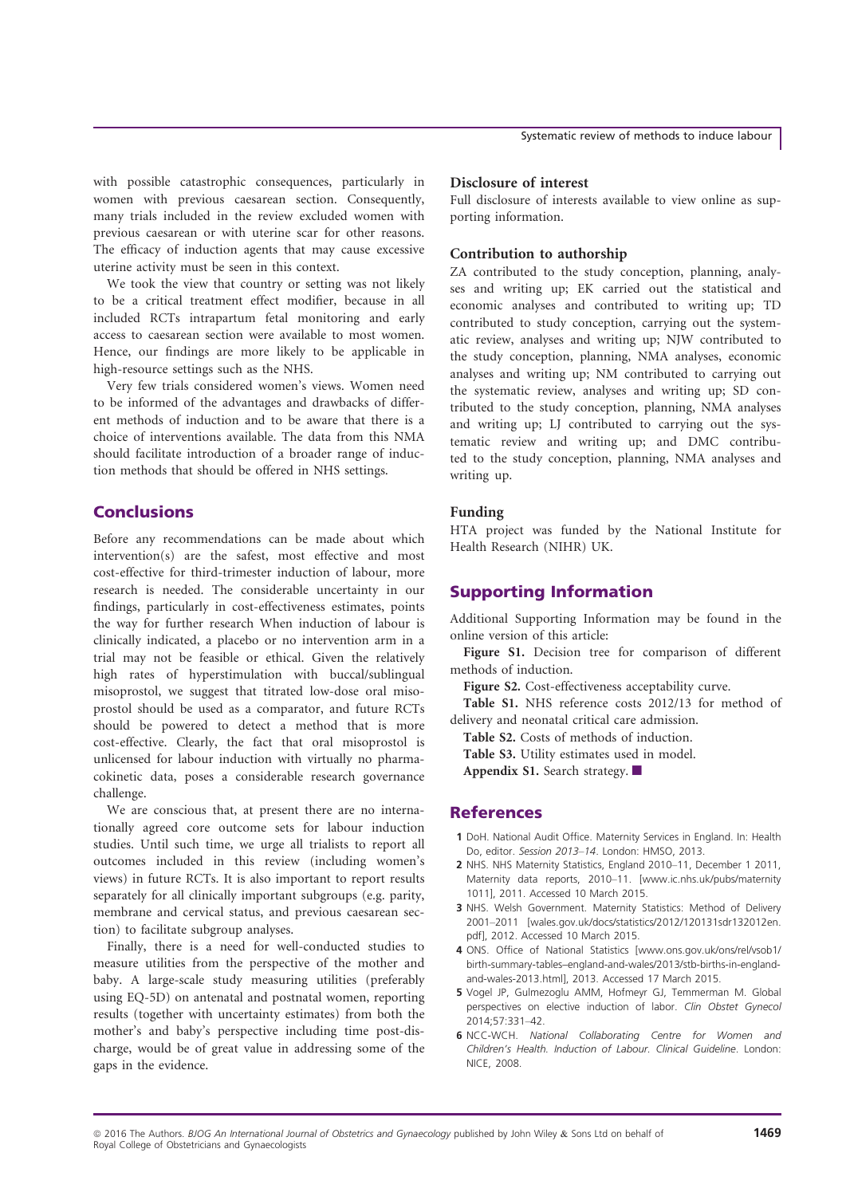with possible catastrophic consequences, particularly in women with previous caesarean section. Consequently, many trials included in the review excluded women with previous caesarean or with uterine scar for other reasons. The efficacy of induction agents that may cause excessive uterine activity must be seen in this context.

We took the view that country or setting was not likely to be a critical treatment effect modifier, because in all included RCTs intrapartum fetal monitoring and early access to caesarean section were available to most women. Hence, our findings are more likely to be applicable in high-resource settings such as the NHS.

Very few trials considered women's views. Women need to be informed of the advantages and drawbacks of different methods of induction and to be aware that there is a choice of interventions available. The data from this NMA should facilitate introduction of a broader range of induction methods that should be offered in NHS settings.

## Conclusions

Before any recommendations can be made about which intervention(s) are the safest, most effective and most cost-effective for third-trimester induction of labour, more research is needed. The considerable uncertainty in our findings, particularly in cost-effectiveness estimates, points the way for further research When induction of labour is clinically indicated, a placebo or no intervention arm in a trial may not be feasible or ethical. Given the relatively high rates of hyperstimulation with buccal/sublingual misoprostol, we suggest that titrated low-dose oral misoprostol should be used as a comparator, and future RCTs should be powered to detect a method that is more cost-effective. Clearly, the fact that oral misoprostol is unlicensed for labour induction with virtually no pharmacokinetic data, poses a considerable research governance challenge.

We are conscious that, at present there are no internationally agreed core outcome sets for labour induction studies. Until such time, we urge all trialists to report all outcomes included in this review (including women's views) in future RCTs. It is also important to report results separately for all clinically important subgroups (e.g. parity, membrane and cervical status, and previous caesarean section) to facilitate subgroup analyses.

Finally, there is a need for well-conducted studies to measure utilities from the perspective of the mother and baby. A large-scale study measuring utilities (preferably using EQ-5D) on antenatal and postnatal women, reporting results (together with uncertainty estimates) from both the mother's and baby's perspective including time post-discharge, would be of great value in addressing some of the gaps in the evidence.

### Disclosure of interest

Full disclosure of interests available to view online as supporting information.

### Contribution to authorship

ZA contributed to the study conception, planning, analyses and writing up; EK carried out the statistical and economic analyses and contributed to writing up; TD contributed to study conception, carrying out the systematic review, analyses and writing up; NJW contributed to the study conception, planning, NMA analyses, economic analyses and writing up; NM contributed to carrying out the systematic review, analyses and writing up; SD contributed to the study conception, planning, NMA analyses and writing up; LJ contributed to carrying out the systematic review and writing up; and DMC contributed to the study conception, planning, NMA analyses and writing up.

### Funding

HTA project was funded by the National Institute for Health Research (NIHR) UK.

## Supporting Information

Additional Supporting Information may be found in the online version of this article:

**Figure S1.** Decision tree for comparison of different methods of induction.

**Figure S2.** Cost-effectiveness acceptability curve.

**Table S1.** NHS reference costs 2012/13 for method of delivery and neonatal critical care admission.

**Table S2.** Costs of methods of induction.

**Table S3.** Utility estimates used in model.

**Appendix S1.** Search strategy. ■

## References

1 DoH. National Audit Office. Maternity Services in England. In: Health Do, editor. *Session 2013–14*. London: HMSO, 2013.

2 NHS. NHS Maternity Statistics, England 2010–11, December 1 2011, Maternity data reports, 2010–11. [www.ic.nhs.uk/pubs/maternity1011], 2011. Accessed 10 March 2015.

3 NHS. Welsh Government. Maternity Statistics: Method of Delivery 2001–2011 [wales.gov.uk/docs/statistics/2012/120131sdr132012en.pdf], 2012. Accessed 10 March 2015.

4 ONS. Office of National Statistics [www.ons.gov.uk/ons/rel/vsob1/birth-summary-tables--england-and-wales/2013/stb-births-in-england-and-wales-2013.html], 2013. Accessed 17 March 2015.

5 Vogel JP, Gulmezoglu AMM, Hofmeyr GJ, Temmerman M. Global perspectives on elective induction of labor. *Clin Obstet Gynecol* 2014;57:331–42.

6 NCC-WCH. *National Collaborating Centre for Women and Children's Health. Induction of Labour. Clinical Guideline*. London: NICE, 2008.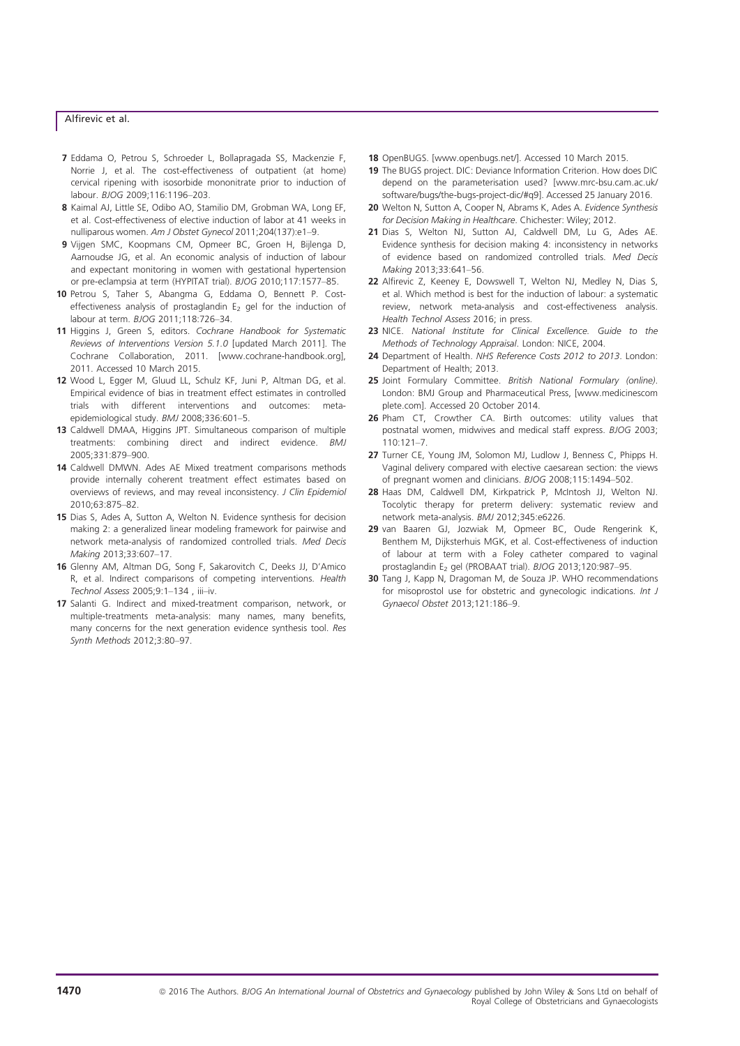7 Eddama O, Petrou S, Schroeder L, Bollapragada SS, Mackenzie F, Norrie J, et al. The cost-effectiveness of outpatient (at home) cervical ripening with isosorbide mononitrate prior to induction of labour. *BJOG* 2009;116:1196–203.

8 Kaimal AJ, Little SE, Odibo AO, Stamilio DM, Grobman WA, Long EF, et al. Cost-effectiveness of elective induction of labor at 41 weeks in nulliparous women. *Am J Obstet Gynecol* 2011;204(137):e1–9.

9 Vijgen SMC, Koopmans CM, Opmeer BC, Groen H, Bijlenga D, Aarnoudse JG, et al. An economic analysis of induction of labour and expectant monitoring in women with gestational hypertension or pre-eclampsia at term (HYPITAT trial). *BJOG* 2010;117:1577–85.

10 Petrou S, Taher S, Abangma G, Eddama O, Bennett P. Cost-effectiveness analysis of prostaglandin $E_2$ gel for the induction of labour at term. *BJOG* 2011;118:726–34.

11 Higgins J, Green S, editors. *Cochrane Handbook for Systematic Reviews of Interventions Version 5.1.0* [updated March 2011]. The Cochrane Collaboration, 2011. [www.cochrane-handbook.org], 2011. Accessed 10 March 2015.

12 Wood L, Egger M, Gluud LL, Schulz KF, Juni P, Altman DG, et al. Empirical evidence of bias in treatment effect estimates in controlled trials with different interventions and outcomes: meta-epidemiological study. *BMJ* 2008;336:601–5.

13 Caldwell DMAA, Higgins JPT. Simultaneous comparison of multiple treatments: combining direct and indirect evidence. *BMJ* 2005;331:879–900.

14 Caldwell DMWN. Ades AE Mixed treatment comparisons methods provide internally coherent treatment effect estimates based on overviews of reviews, and may reveal inconsistency. *J Clin Epidemiol* 2010;63:875–82.

15 Dias S, Ades A, Sutton A, Welton N. Evidence synthesis for decision making 2: a generalized linear modeling framework for pairwise and network meta-analysis of randomized controlled trials. *Med Decis Making* 2013;33:607–17.

16 Glenny AM, Altman DG, Song F, Sakarovitch C, Deeks JJ, D'Amico R, et al. Indirect comparisons of competing interventions. *Health Technol Assess* 2005;9:1–134 , iii–iv.

17 Salanti G. Indirect and mixed-treatment comparison, network, or multiple-treatments meta-analysis: many names, many benefits, many concerns for the next generation evidence synthesis tool. *Res Synth Methods* 2012;3:80–97.

18 OpenBUGS. [www.openbugs.net/]. Accessed 10 March 2015.

19 The BUGS project. DIC: Deviance Information Criterion. How does DIC depend on the parameterisation used? [www.mrc-bsu.cam.ac.uk/software/bugs/the-bugs-project-dic/#q9]. Accessed 25 January 2016.

20 Welton N, Sutton A, Cooper N, Abrams K, Ades A. *Evidence Synthesis for Decision Making in Healthcare*. Chichester: Wiley; 2012.

21 Dias S, Welton NJ, Sutton AJ, Caldwell DM, Lu G, Ades AE. Evidence synthesis for decision making 4: inconsistency in networks of evidence based on randomized controlled trials. *Med Decis Making* 2013;33:641–56.

22 Alfirevic Z, Keeney E, Dowswell T, Welton NJ, Medley N, Dias S, et al. Which method is best for the induction of labour: a systematic review, network meta-analysis and cost-effectiveness analysis. *Health Technol Assess* 2016; in press.

23 NICE. *National Institute for Clinical Excellence. Guide to the Methods of Technology Appraisal*. London: NICE, 2004.

24 Department of Health. *NHS Reference Costs 2012 to 2013*. London: Department of Health; 2013.

25 Joint Formulary Committee. *British National Formulary (online)*. London: BMJ Group and Pharmaceutical Press, [www.medicinescomplete.com]. Accessed 20 October 2014.

26 Pham CT, Crowther CA. Birth outcomes: utility values that postnatal women, midwives and medical staff express. *BJOG* 2003; 110:121–7.

27 Turner CE, Young JM, Solomon MJ, Ludlow J, Benness C, Phipps H. Vaginal delivery compared with elective caesarean section: the views of pregnant women and clinicians. *BJOG* 2008;115:1494–502.

28 Haas DM, Caldwell DM, Kirkpatrick P, McIntosh JJ, Welton NJ. Tocolytic therapy for preterm delivery: systematic review and network meta-analysis. *BMJ* 2012;345:e6226.

29 van Baaren GJ, Jozwiak M, Opmeer BC, Oude Rengerink K, Benthem M, Dijksterhuis MGK, et al. Cost-effectiveness of induction of labour at term with a Foley catheter compared to vaginal prostaglandin $E_2$ gel (PROBAAT trial). *BJOG* 2013;120:987–95.

30 Tang J, Kapp N, Dragoman M, de Souza JP. WHO recommendations for misoprostol use for obstetric and gynecologic indications. *Int J Gynaecol Obstet* 2013;121:186–9.